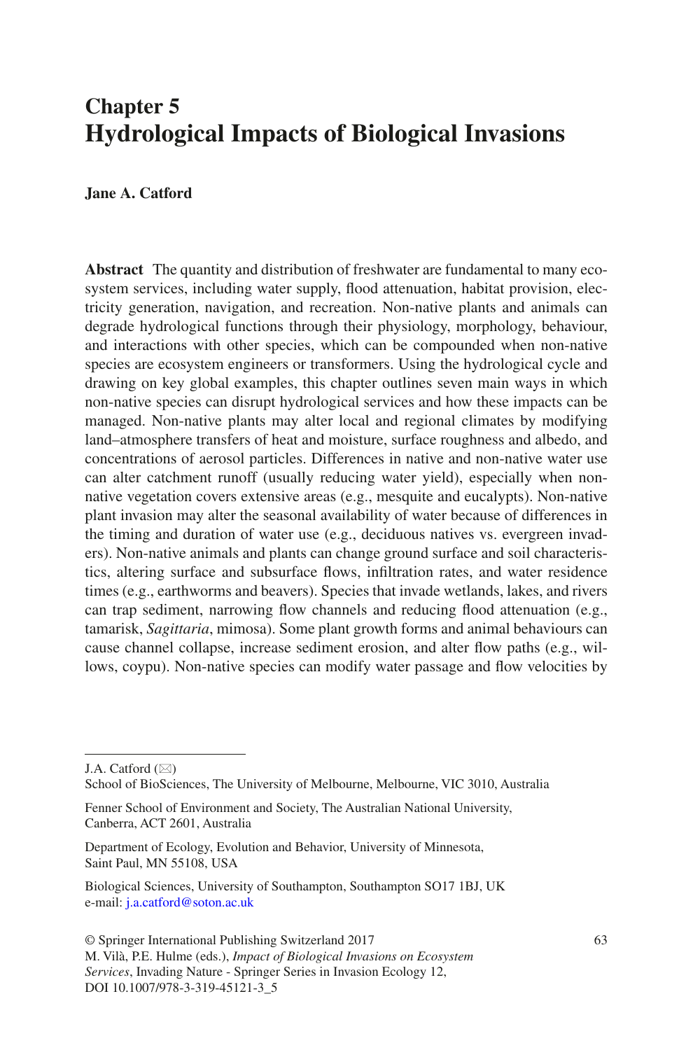# Chapter 5
# Hydrological Impacts of Biological Invasions

**Jane A. Catford**

**Abstract** The quantity and distribution of freshwater are fundamental to many ecosystem services, including water supply, flood attenuation, habitat provision, electricity generation, navigation, and recreation. Non-native plants and animals can degrade hydrological functions through their physiology, morphology, behaviour, and interactions with other species, which can be compounded when non-native species are ecosystem engineers or transformers. Using the hydrological cycle and drawing on key global examples, this chapter outlines seven main ways in which non-native species can disrupt hydrological services and how these impacts can be managed. Non-native plants may alter local and regional climates by modifying land–atmosphere transfers of heat and moisture, surface roughness and albedo, and concentrations of aerosol particles. Differences in native and non-native water use can alter catchment runoff (usually reducing water yield), especially when non-native vegetation covers extensive areas (e.g., mesquite and eucalypts). Non-native plant invasion may alter the seasonal availability of water because of differences in the timing and duration of water use (e.g., deciduous natives vs. evergreen invaders). Non-native animals and plants can change ground surface and soil characteristics, altering surface and subsurface flows, infiltration rates, and water residence times (e.g., earthworms and beavers). Species that invade wetlands, lakes, and rivers can trap sediment, narrowing flow channels and reducing flood attenuation (e.g., tamarisk, *Sagittaria*, mimosa). Some plant growth forms and animal behaviours can cause channel collapse, increase sediment erosion, and alter flow paths (e.g., willows, coypu). Non-native species can modify water passage and flow velocities by

---

J.A. Catford (✉)
School of BioSciences, The University of Melbourne, Melbourne, VIC 3010, Australia

Fenner School of Environment and Society, The Australian National University, Canberra, ACT 2601, Australia

Department of Ecology, Evolution and Behavior, University of Minnesota, Saint Paul, MN 55108, USA

Biological Sciences, University of Southampton, Southampton SO17 1BJ, UK
e-mail: j.a.catford@soton.ac.uk

© Springer International Publishing Switzerland 2017
M. Vilà, P.E. Hulme (eds.), *Impact of Biological Invasions on Ecosystem Services*, Invading Nature - Springer Series in Invasion Ecology 12,
DOI 10.1007/978-3-319-45121-3_5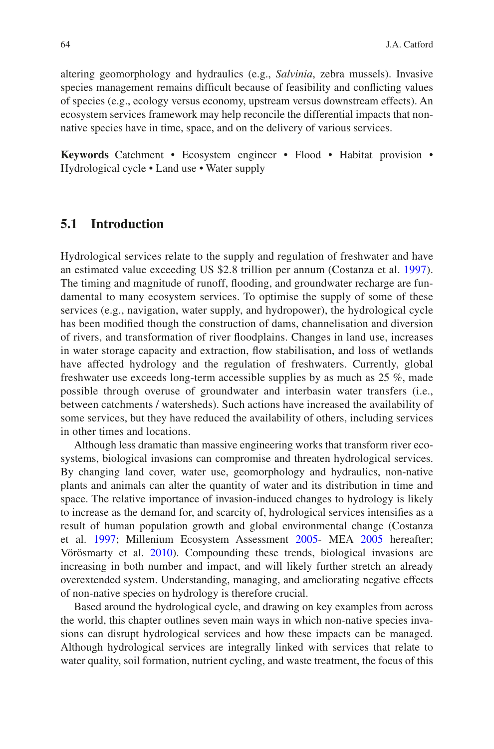altering geomorphology and hydraulics (e.g., *Salvinia*, zebra mussels). Invasive species management remains difficult because of feasibility and conflicting values of species (e.g., ecology versus economy, upstream versus downstream effects). An ecosystem services framework may help reconcile the differential impacts that non-native species have in time, space, and on the delivery of various services.

**Keywords** Catchment • Ecosystem engineer • Flood • Habitat provision • Hydrological cycle • Land use • Water supply

## 5.1 Introduction

Hydrological services relate to the supply and regulation of freshwater and have an estimated value exceeding US $2.8 trillion per annum (Costanza et al. 1997). The timing and magnitude of runoff, flooding, and groundwater recharge are fundamental to many ecosystem services. To optimise the supply of some of these services (e.g., navigation, water supply, and hydropower), the hydrological cycle has been modified though the construction of dams, channelisation and diversion of rivers, and transformation of river floodplains. Changes in land use, increases in water storage capacity and extraction, flow stabilisation, and loss of wetlands have affected hydrology and the regulation of freshwaters. Currently, global freshwater use exceeds long-term accessible supplies by as much as 25 %, made possible through overuse of groundwater and interbasin water transfers (i.e., between catchments / watersheds). Such actions have increased the availability of some services, but they have reduced the availability of others, including services in other times and locations.

Although less dramatic than massive engineering works that transform river ecosystems, biological invasions can compromise and threaten hydrological services. By changing land cover, water use, geomorphology and hydraulics, non-native plants and animals can alter the quantity of water and its distribution in time and space. The relative importance of invasion-induced changes to hydrology is likely to increase as the demand for, and scarcity of, hydrological services intensifies as a result of human population growth and global environmental change (Costanza et al. 1997; Millenium Ecosystem Assessment 2005- MEA 2005 hereafter; Vörösmarty et al. 2010). Compounding these trends, biological invasions are increasing in both number and impact, and will likely further stretch an already overextended system. Understanding, managing, and ameliorating negative effects of non-native species on hydrology is therefore crucial.

Based around the hydrological cycle, and drawing on key examples from across the world, this chapter outlines seven main ways in which non-native species invasions can disrupt hydrological services and how these impacts can be managed. Although hydrological services are integrally linked with services that relate to water quality, soil formation, nutrient cycling, and waste treatment, the focus of this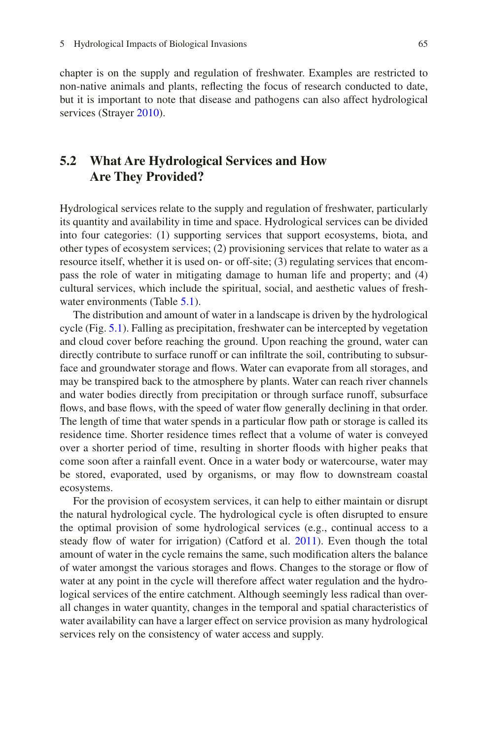chapter is on the supply and regulation of freshwater. Examples are restricted to non-native animals and plants, reflecting the focus of research conducted to date, but it is important to note that disease and pathogens can also affect hydrological services (Strayer 2010).

## 5.2 What Are Hydrological Services and How Are They Provided?

Hydrological services relate to the supply and regulation of freshwater, particularly its quantity and availability in time and space. Hydrological services can be divided into four categories: (1) supporting services that support ecosystems, biota, and other types of ecosystem services; (2) provisioning services that relate to water as a resource itself, whether it is used on- or off-site; (3) regulating services that encompass the role of water in mitigating damage to human life and property; and (4) cultural services, which include the spiritual, social, and aesthetic values of freshwater environments (Table 5.1).

The distribution and amount of water in a landscape is driven by the hydrological cycle (Fig. 5.1). Falling as precipitation, freshwater can be intercepted by vegetation and cloud cover before reaching the ground. Upon reaching the ground, water can directly contribute to surface runoff or can infiltrate the soil, contributing to subsurface and groundwater storage and flows. Water can evaporate from all storages, and may be transpired back to the atmosphere by plants. Water can reach river channels and water bodies directly from precipitation or through surface runoff, subsurface flows, and base flows, with the speed of water flow generally declining in that order. The length of time that water spends in a particular flow path or storage is called its residence time. Shorter residence times reflect that a volume of water is conveyed over a shorter period of time, resulting in shorter floods with higher peaks that come soon after a rainfall event. Once in a water body or watercourse, water may be stored, evaporated, used by organisms, or may flow to downstream coastal ecosystems.

For the provision of ecosystem services, it can help to either maintain or disrupt the natural hydrological cycle. The hydrological cycle is often disrupted to ensure the optimal provision of some hydrological services (e.g., continual access to a steady flow of water for irrigation) (Catford et al. 2011). Even though the total amount of water in the cycle remains the same, such modification alters the balance of water amongst the various storages and flows. Changes to the storage or flow of water at any point in the cycle will therefore affect water regulation and the hydrological services of the entire catchment. Although seemingly less radical than overall changes in water quantity, changes in the temporal and spatial characteristics of water availability can have a larger effect on service provision as many hydrological services rely on the consistency of water access and supply.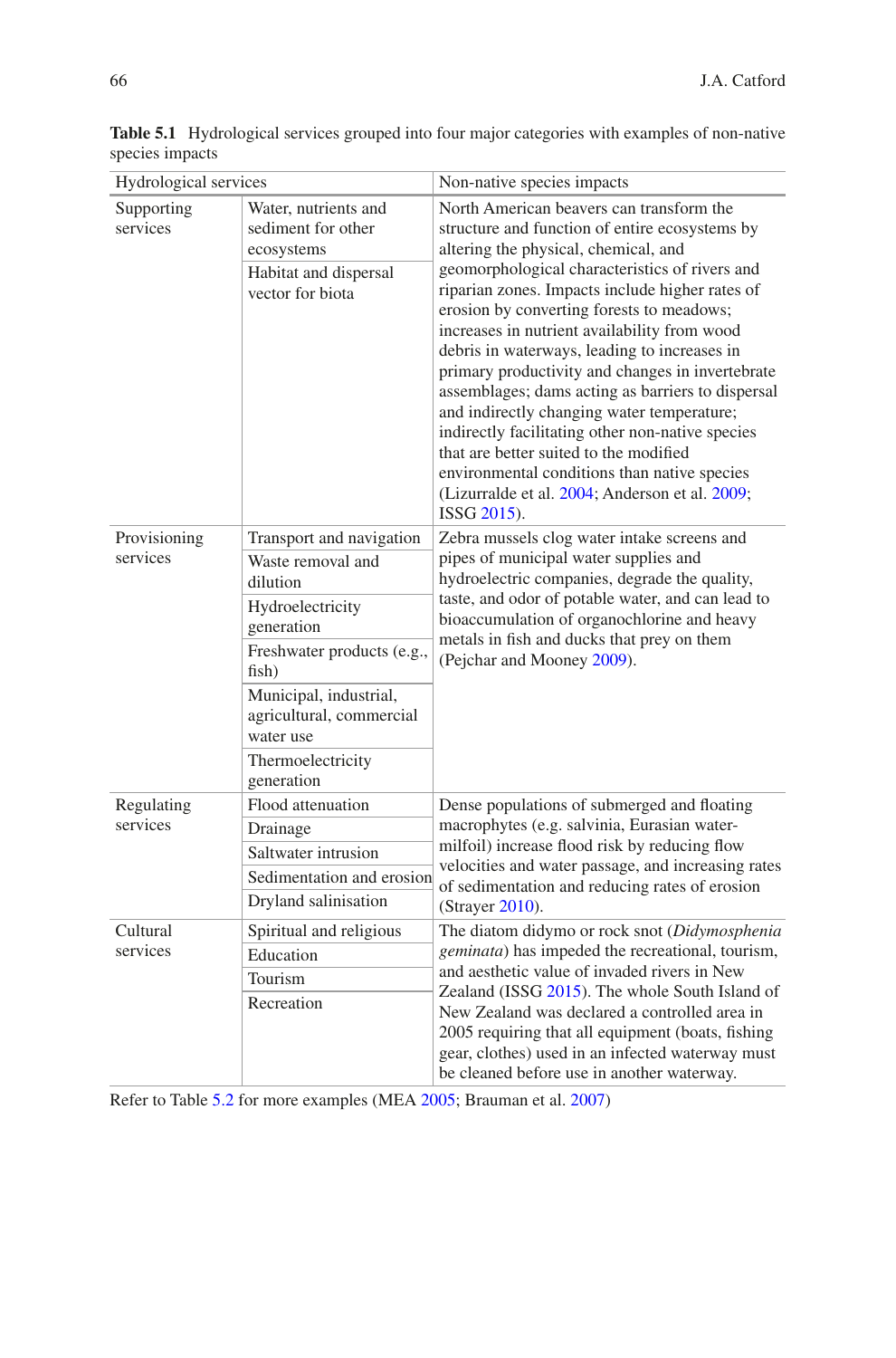**Table 5.1** Hydrological services grouped into four major categories with examples of non-native species impacts

| Hydrological services | | Non-native species impacts |
|---|---|---|
| Supporting services | Water, nutrients and sediment for other ecosystems | North American beavers can transform the structure and function of entire ecosystems by altering the physical, chemical, and geomorphological characteristics of rivers and riparian zones. Impacts include higher rates of erosion by converting forests to meadows; increases in nutrient availability from wood debris in waterways, leading to increases in primary productivity and changes in invertebrate assemblages; dams acting as barriers to dispersal and indirectly changing water temperature; indirectly facilitating other non-native species that are better suited to the modified environmental conditions than native species (Lizurralde et al. 2004; Anderson et al. 2009; ISSG 2015). |
| | Habitat and dispersal vector for biota | |
| Provisioning services | Transport and navigation | Zebra mussels clog water intake screens and pipes of municipal water supplies and hydroelectric companies, degrade the quality, taste, and odor of potable water, and can lead to bioaccumulation of organochlorine and heavy metals in fish and ducks that prey on them (Pejchar and Mooney 2009). |
| | Waste removal and dilution | |
| | Hydroelectricity generation | |
| | Freshwater products (e.g., fish) | |
| | Municipal, industrial, agricultural, commercial water use | |
| | Thermoelectricity generation | |
| Regulating services | Flood attenuation | Dense populations of submerged and floating macrophytes (e.g. salvinia, Eurasian water-milfoil) increase flood risk by reducing flow velocities and water passage, and increasing rates of sedimentation and reducing rates of erosion (Strayer 2010). |
| | Drainage | |
| | Saltwater intrusion | |
| | Sedimentation and erosion | |
| | Dryland salinisation | |
| Cultural services | Spiritual and religious | The diatom didymo or rock snot (*Didymosphenia geminata*) has impeded the recreational, tourism, and aesthetic value of invaded rivers in New Zealand (ISSG 2015). The whole South Island of New Zealand was declared a controlled area in 2005 requiring that all equipment (boats, fishing gear, clothes) used in an infected waterway must be cleaned before use in another waterway. |
| | Education | |
| | Tourism | |
| | Recreation | |

Refer to Table 5.2 for more examples (MEA 2005; Brauman et al. 2007)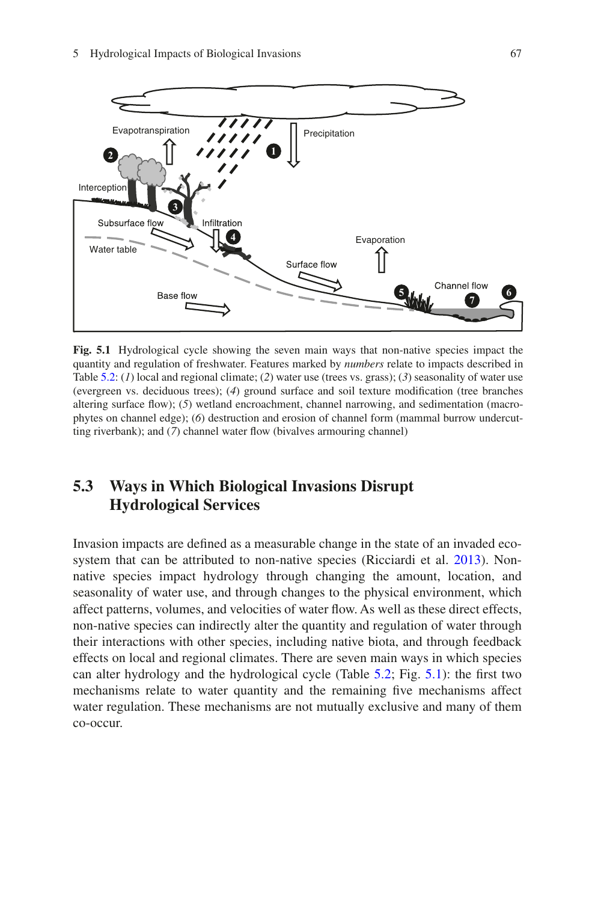**Fig. 5.1** Hydrological cycle showing the seven main ways that non-native species impact the quantity and regulation of freshwater. Features marked by *numbers* relate to impacts described in Table 5.2: (*1*) local and regional climate; (*2*) water use (trees vs. grass); (*3*) seasonality of water use (evergreen vs. deciduous trees); (*4*) ground surface and soil texture modification (tree branches altering surface flow); (*5*) wetland encroachment, channel narrowing, and sedimentation (macrophytes on channel edge); (*6*) destruction and erosion of channel form (mammal burrow undercutting riverbank); and (*7*) channel water flow (bivalves armouring channel)

## 5.3 Ways in Which Biological Invasions Disrupt Hydrological Services

Invasion impacts are defined as a measurable change in the state of an invaded ecosystem that can be attributed to non-native species (Ricciardi et al. 2013). Non-native species impact hydrology through changing the amount, location, and seasonality of water use, and through changes to the physical environment, which affect patterns, volumes, and velocities of water flow. As well as these direct effects, non-native species can indirectly alter the quantity and regulation of water through their interactions with other species, including native biota, and through feedback effects on local and regional climates. There are seven main ways in which species can alter hydrology and the hydrological cycle (Table 5.2; Fig. 5.1): the first two mechanisms relate to water quantity and the remaining five mechanisms affect water regulation. These mechanisms are not mutually exclusive and many of them co-occur.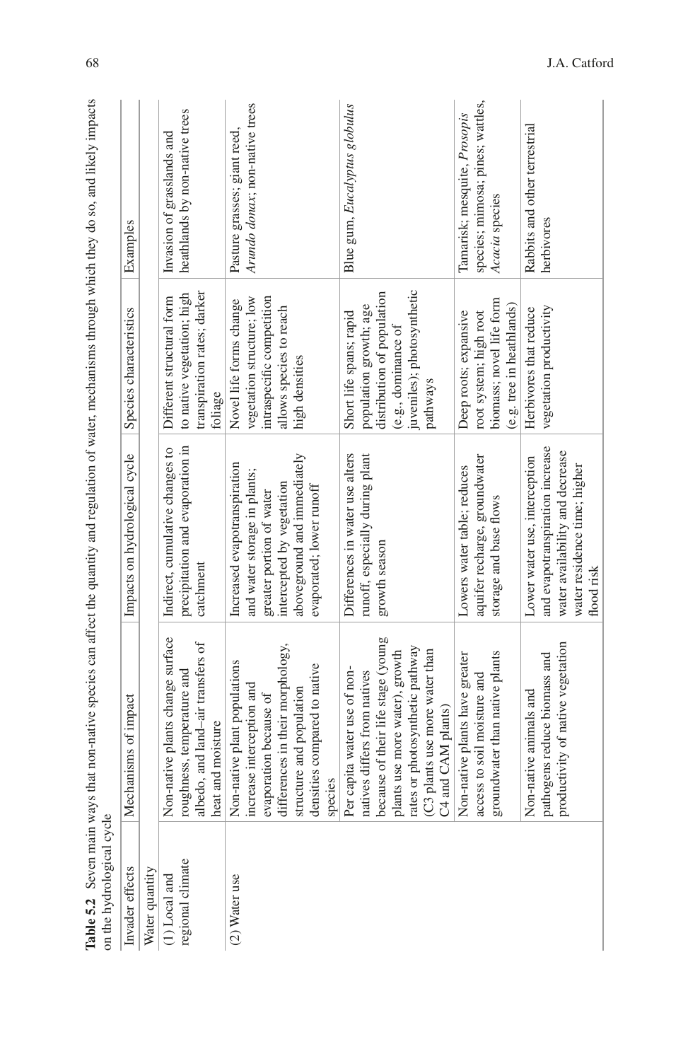**Table 5.2** Seven main ways that non-native species can affect the quantity and regulation of water, mechanisms through which they do so, and likely impacts on the hydrological cycle

| Invader effects | Mechanisms of impact | Impacts on hydrological cycle | Species characteristics | Examples |
|---|---|---|---|---|
| Water quantity | | | | |
| (1) Local and regional climate | Non-native plants change surface roughness, temperature and albedo, and land–air transfers of heat and moisture | Indirect, cumulative changes to precipitation and evaporation in catchment | Different structural form to native vegetation; high transpiration rates; darker foliage | Invasion of grasslands and heathlands by non-native trees |
| (2) Water use | Non-native plant populations increase interception and evaporation because of differences in their morphology, structure and population densities compared to native species | Increased evapotranspiration and water storage in plants; greater portion of water intercepted by vegetation aboveground and immediately evaporated; lower runoff | Novel life forms change vegetation structure; low intraspecific competition allows species to reach high densities | Pasture grasses; giant reed, *Arundo donax*; non-native trees |
| | Per capita water use of non-natives differs from natives because of their life stage (young plants use more water), growth rates or photosynthetic pathway (C3 plants use more water than C4 and CAM plants) | Differences in water use alters runoff, especially during plant growth season | Short life spans; rapid population growth; age distribution of population (e.g., dominance of juveniles); photosynthetic pathways | Blue gum, *Eucalyptus globulus* |
| | Non-native plants have greater access to soil moisture and groundwater than native plants | Lowers water table; reduces aquifer recharge, groundwater storage and base flows | Deep roots; expansive root system; high root biomass; novel life form (e.g. tree in heathlands) | Tamarisk; mesquite, *Prosopis* species; mimosa; pines; wattles, *Acacia* species |
| | Non-native animals and pathogens reduce biomass and productivity of native vegetation | Lower water use, interception and evapotranspiration increase water availability and decrease water residence time; higher flood risk | Herbivores that reduce vegetation productivity | Rabbits and other terrestrial herbivores |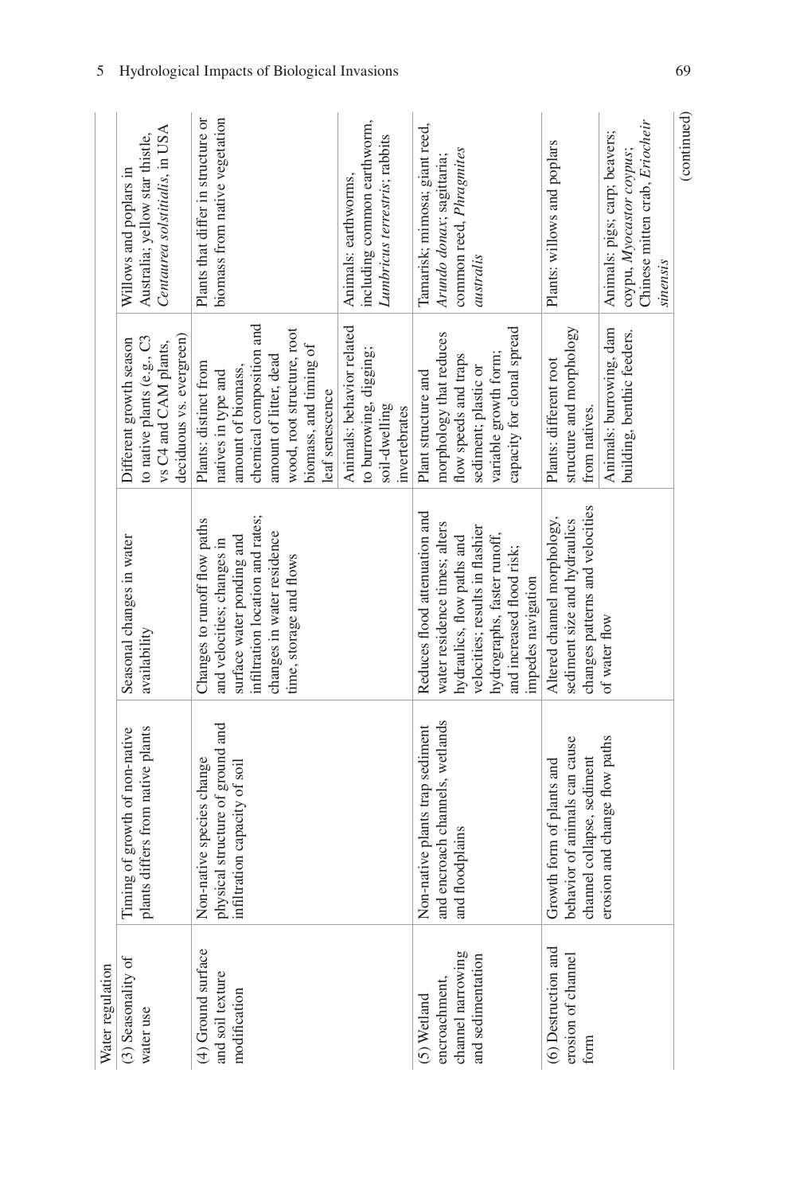| Water regulation | | | | |
|---|---|---|---|---|
| (3) Seasonality of water use | Timing of growth of non-native plants differs from native plants | Seasonal changes in water availability | Different growth season to native plants (e.g., C3 vs C4 and CAM plants, deciduous vs. evergreen) | Willows and poplars in Australia; yellow star thistle, *Centaurea solstitialis*, in USA |
| (4) Ground surface and soil texture modification | Non-native species change physical structure of ground and infiltration capacity of soil | Changes to runoff flow paths and velocities; changes in surface water ponding and infiltration location and rates; changes in water residence time, storage and flows | Plants: distinct from natives in type and amount of biomass, chemical composition and amount of litter, dead wood, root structure, root biomass, and timing of leaf senescence | Plants that differ in structure or biomass from native vegetation |
| | | | Animals: behavior related to burrowing, digging; soil-dwelling invertebrates | Animals: earthworms, including common earthworm, *Lumbricus terrestris*; rabbits |
| (5) Wetland encroachment, channel narrowing and sedimentation | Non-native plants trap sediment and encroach channels, wetlands and floodplains | Reduces flood attenuation and water residence times; alters hydraulics, flow paths and velocities; results in flashier hydrographs, faster runoff, and increased flood risk; impedes navigation | Plant structure and morphology that reduces flow speeds and traps sediment; plastic or variable growth form; capacity for clonal spread | Tamarisk; mimosa; giant reed, *Arundo donax*; sagittaria; common reed, *Phragmites australis* |
| (6) Destruction and erosion of channel form | Growth form of plants and behavior of animals can cause channel collapse, sediment erosion and change flow paths | Altered channel morphology, sediment size and hydraulics changes patterns and velocities of water flow | Plants: different root structure and morphology from natives. | Plants: willows and poplars |
| | | | Animals: burrowing, dam building, benthic feeders. | Animals: pigs; carp; beavers; coypu, *Myocastor coypus*; Chinese mitten crab, *Eriocheir sinensis* |

(continued)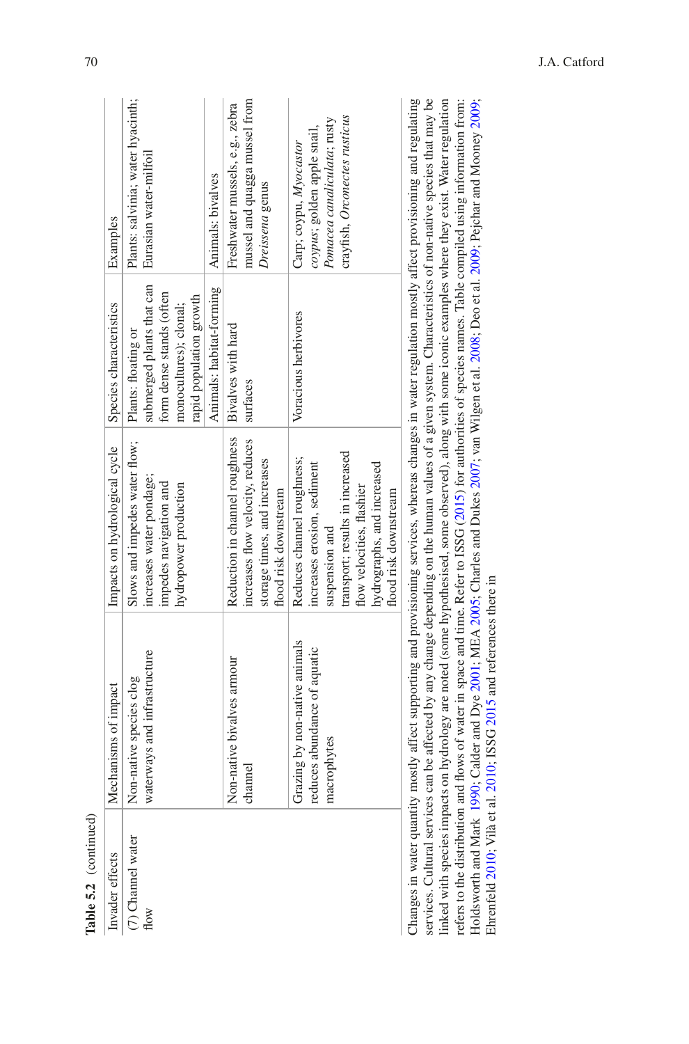**Table 5.2** (continued)

| Invader effects | Mechanisms of impact | Impacts on hydrological cycle | Species characteristics | Examples |
|---|---|---|---|---|
| (7) Channel water flow | Non-native species clog waterways and infrastructure | Slows and impedes water flow; increases water pondage; impedes navigation and hydropower production | Plants: floating or submerged plants that can form dense stands (often monocultures); clonal; rapid population growth | Plants: salvinia; water hyacinth; Eurasian water-milfoil |
| | | | Animals: habitat-forming | Animals: bivalves |
| | Non-native bivalves armour channel | Reduction in channel roughness increases flow velocity, reduces storage times, and increases flood risk downstream | Bivalves with hard surfaces | Freshwater mussels, e.g., zebra mussel and quagga mussel from *Dreissena* genus |
| | Grazing by non-native animals reduces abundance of aquatic macrophytes | Reduces channel roughness; increases erosion, sediment suspension and transport; results in increased flow velocities, flashier hydrographs, and increased flood risk downstream | Voracious herbivores | Carp; coypu, *Myocastor coypus*; golden apple snail, *Pomacea canaliculata*; rusty crayfish, *Orconectes rusticus* |

Changes in water quantity mostly affect supporting and provisioning services, whereas changes in water regulation mostly affect provisioning and regulating services. Cultural services can be affected by any change depending on the human values of a given system. Characteristics of non-native species that may be linked with species impacts on hydrology are noted (some hypothesised, some observed), along with some iconic examples where they exist. Water regulation refers to the distribution and flows of water in space and time. Refer to ISSG (2015) for authorities of species names. Table compiled using information from: Holdsworth and Mark 1990; Calder and Dye 2001; MEA 2005; Charles and Dukes 2007; van Wilgen et al. 2008; Deo et al. 2009; Pejchar and Mooney 2009; Ehrenfeld 2010; Vilà et al. 2010; ISSG 2015 and references there in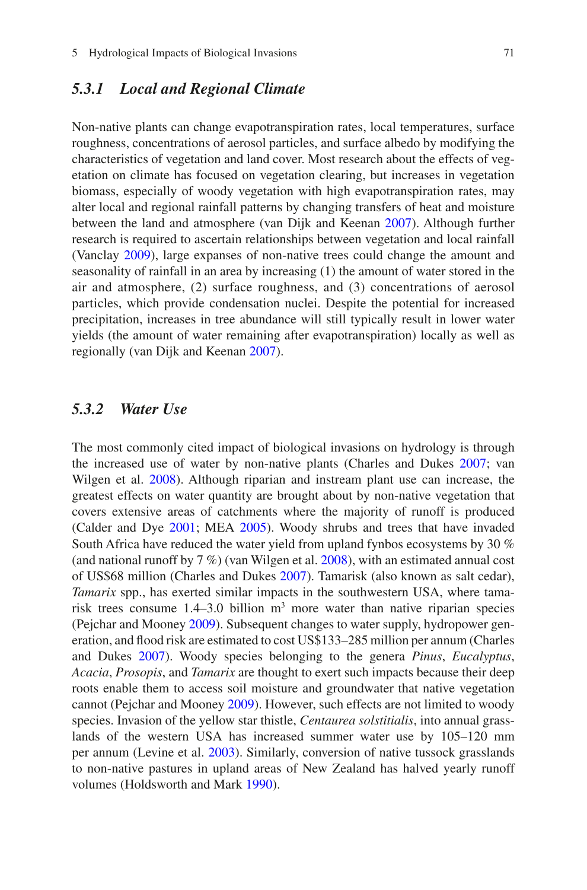### *5.3.1 Local and Regional Climate*

Non-native plants can change evapotranspiration rates, local temperatures, surface roughness, concentrations of aerosol particles, and surface albedo by modifying the characteristics of vegetation and land cover. Most research about the effects of vegetation on climate has focused on vegetation clearing, but increases in vegetation biomass, especially of woody vegetation with high evapotranspiration rates, may alter local and regional rainfall patterns by changing transfers of heat and moisture between the land and atmosphere (van Dijk and Keenan 2007). Although further research is required to ascertain relationships between vegetation and local rainfall (Vanclay 2009), large expanses of non-native trees could change the amount and seasonality of rainfall in an area by increasing (1) the amount of water stored in the air and atmosphere, (2) surface roughness, and (3) concentrations of aerosol particles, which provide condensation nuclei. Despite the potential for increased precipitation, increases in tree abundance will still typically result in lower water yields (the amount of water remaining after evapotranspiration) locally as well as regionally (van Dijk and Keenan 2007).

### *5.3.2 Water Use*

The most commonly cited impact of biological invasions on hydrology is through the increased use of water by non-native plants (Charles and Dukes 2007; van Wilgen et al. 2008). Although riparian and instream plant use can increase, the greatest effects on water quantity are brought about by non-native vegetation that covers extensive areas of catchments where the majority of runoff is produced (Calder and Dye 2001; MEA 2005). Woody shrubs and trees that have invaded South Africa have reduced the water yield from upland fynbos ecosystems by 30 % (and national runoff by 7 %) (van Wilgen et al. 2008), with an estimated annual cost of US$68 million (Charles and Dukes 2007). Tamarisk (also known as salt cedar), *Tamarix* spp., has exerted similar impacts in the southwestern USA, where tamarisk trees consume 1.4–3.0 billion $m^3$ more water than native riparian species (Pejchar and Mooney 2009). Subsequent changes to water supply, hydropower generation, and flood risk are estimated to cost US$133–285 million per annum (Charles and Dukes 2007). Woody species belonging to the genera *Pinus*, *Eucalyptus*, *Acacia*, *Prosopis*, and *Tamarix* are thought to exert such impacts because their deep roots enable them to access soil moisture and groundwater that native vegetation cannot (Pejchar and Mooney 2009). However, such effects are not limited to woody species. Invasion of the yellow star thistle, *Centaurea solstitialis*, into annual grasslands of the western USA has increased summer water use by 105–120 mm per annum (Levine et al. 2003). Similarly, conversion of native tussock grasslands to non-native pastures in upland areas of New Zealand has halved yearly runoff volumes (Holdsworth and Mark 1990).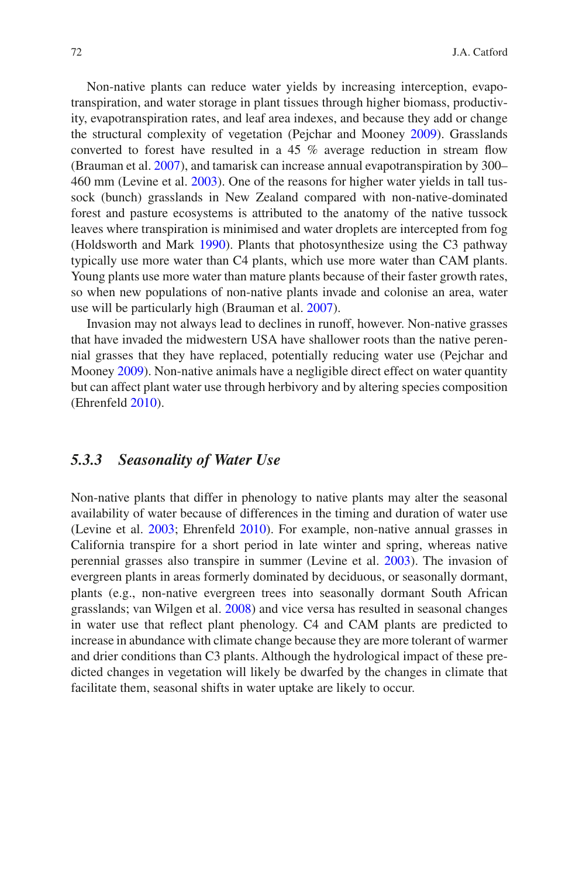Non-native plants can reduce water yields by increasing interception, evapotranspiration, and water storage in plant tissues through higher biomass, productivity, evapotranspiration rates, and leaf area indexes, and because they add or change the structural complexity of vegetation (Pejchar and Mooney 2009). Grasslands converted to forest have resulted in a 45 % average reduction in stream flow (Brauman et al. 2007), and tamarisk can increase annual evapotranspiration by 300–460 mm (Levine et al. 2003). One of the reasons for higher water yields in tall tussock (bunch) grasslands in New Zealand compared with non-native-dominated forest and pasture ecosystems is attributed to the anatomy of the native tussock leaves where transpiration is minimised and water droplets are intercepted from fog (Holdsworth and Mark 1990). Plants that photosynthesize using the C3 pathway typically use more water than C4 plants, which use more water than CAM plants. Young plants use more water than mature plants because of their faster growth rates, so when new populations of non-native plants invade and colonise an area, water use will be particularly high (Brauman et al. 2007).

Invasion may not always lead to declines in runoff, however. Non-native grasses that have invaded the midwestern USA have shallower roots than the native perennial grasses that they have replaced, potentially reducing water use (Pejchar and Mooney 2009). Non-native animals have a negligible direct effect on water quantity but can affect plant water use through herbivory and by altering species composition (Ehrenfeld 2010).

### *5.3.3 Seasonality of Water Use*

Non-native plants that differ in phenology to native plants may alter the seasonal availability of water because of differences in the timing and duration of water use (Levine et al. 2003; Ehrenfeld 2010). For example, non-native annual grasses in California transpire for a short period in late winter and spring, whereas native perennial grasses also transpire in summer (Levine et al. 2003). The invasion of evergreen plants in areas formerly dominated by deciduous, or seasonally dormant, plants (e.g., non-native evergreen trees into seasonally dormant South African grasslands; van Wilgen et al. 2008) and vice versa has resulted in seasonal changes in water use that reflect plant phenology. C4 and CAM plants are predicted to increase in abundance with climate change because they are more tolerant of warmer and drier conditions than C3 plants. Although the hydrological impact of these predicted changes in vegetation will likely be dwarfed by the changes in climate that facilitate them, seasonal shifts in water uptake are likely to occur.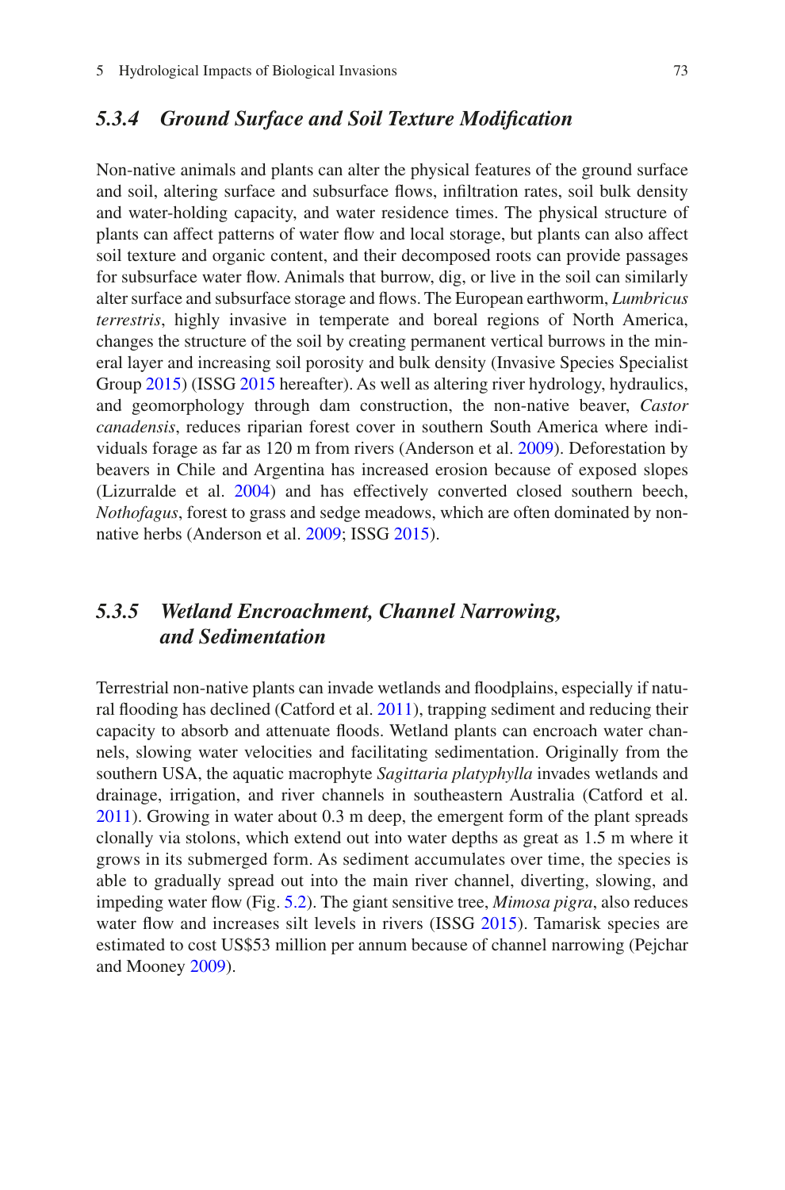### 5.3.4 *Ground Surface and Soil Texture Modification*

Non-native animals and plants can alter the physical features of the ground surface and soil, altering surface and subsurface flows, infiltration rates, soil bulk density and water-holding capacity, and water residence times. The physical structure of plants can affect patterns of water flow and local storage, but plants can also affect soil texture and organic content, and their decomposed roots can provide passages for subsurface water flow. Animals that burrow, dig, or live in the soil can similarly alter surface and subsurface storage and flows. The European earthworm, *Lumbricus terrestris*, highly invasive in temperate and boreal regions of North America, changes the structure of the soil by creating permanent vertical burrows in the mineral layer and increasing soil porosity and bulk density (Invasive Species Specialist Group 2015) (ISSG 2015 hereafter). As well as altering river hydrology, hydraulics, and geomorphology through dam construction, the non-native beaver, *Castor canadensis*, reduces riparian forest cover in southern South America where individuals forage as far as 120 m from rivers (Anderson et al. 2009). Deforestation by beavers in Chile and Argentina has increased erosion because of exposed slopes (Lizurralde et al. 2004) and has effectively converted closed southern beech, *Nothofagus*, forest to grass and sedge meadows, which are often dominated by non-native herbs (Anderson et al. 2009; ISSG 2015).

### 5.3.5 *Wetland Encroachment, Channel Narrowing, and Sedimentation*

Terrestrial non-native plants can invade wetlands and floodplains, especially if natural flooding has declined (Catford et al. 2011), trapping sediment and reducing their capacity to absorb and attenuate floods. Wetland plants can encroach water channels, slowing water velocities and facilitating sedimentation. Originally from the southern USA, the aquatic macrophyte *Sagittaria platyphylla* invades wetlands and drainage, irrigation, and river channels in southeastern Australia (Catford et al. 2011). Growing in water about 0.3 m deep, the emergent form of the plant spreads clonally via stolons, which extend out into water depths as great as 1.5 m where it grows in its submerged form. As sediment accumulates over time, the species is able to gradually spread out into the main river channel, diverting, slowing, and impeding water flow (Fig. 5.2). The giant sensitive tree, *Mimosa pigra*, also reduces water flow and increases silt levels in rivers (ISSG 2015). Tamarisk species are estimated to cost US$53 million per annum because of channel narrowing (Pejchar and Mooney 2009).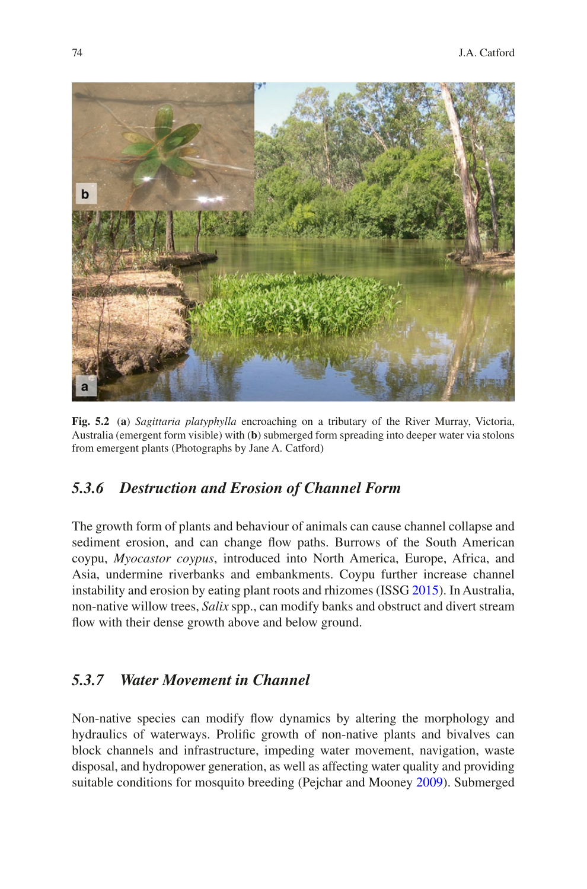**Fig. 5.2** (**a**) *Sagittaria platyphylla* encroaching on a tributary of the River Murray, Victoria, Australia (emergent form visible) with (**b**) submerged form spreading into deeper water via stolons from emergent plants (Photographs by Jane A. Catford)

### *5.3.6 Destruction and Erosion of Channel Form*

The growth form of plants and behaviour of animals can cause channel collapse and sediment erosion, and can change flow paths. Burrows of the South American coypu, *Myocastor coypus*, introduced into North America, Europe, Africa, and Asia, undermine riverbanks and embankments. Coypu further increase channel instability and erosion by eating plant roots and rhizomes (ISSG 2015). In Australia, non-native willow trees, *Salix* spp., can modify banks and obstruct and divert stream flow with their dense growth above and below ground.

### *5.3.7 Water Movement in Channel*

Non-native species can modify flow dynamics by altering the morphology and hydraulics of waterways. Prolific growth of non-native plants and bivalves can block channels and infrastructure, impeding water movement, navigation, waste disposal, and hydropower generation, as well as affecting water quality and providing suitable conditions for mosquito breeding (Pejchar and Mooney 2009). Submerged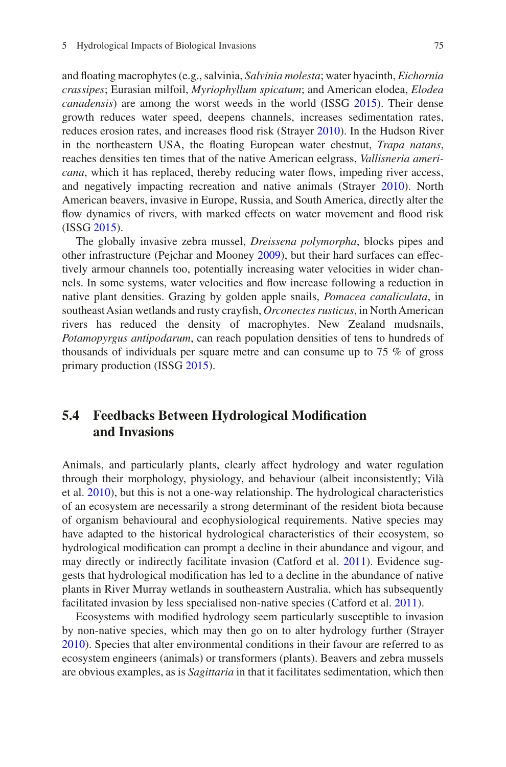and floating macrophytes (e.g., salvinia, *Salvinia molesta*; water hyacinth, *Eichornia crassipes*; Eurasian milfoil, *Myriophyllum spicatum*; and American elodea, *Elodea canadensis*) are among the worst weeds in the world (ISSG 2015). Their dense growth reduces water speed, deepens channels, increases sedimentation rates, reduces erosion rates, and increases flood risk (Strayer 2010). In the Hudson River in the northeastern USA, the floating European water chestnut, *Trapa natans*, reaches densities ten times that of the native American eelgrass, *Vallisneria americana*, which it has replaced, thereby reducing water flows, impeding river access, and negatively impacting recreation and native animals (Strayer 2010). North American beavers, invasive in Europe, Russia, and South America, directly alter the flow dynamics of rivers, with marked effects on water movement and flood risk (ISSG 2015).

The globally invasive zebra mussel, *Dreissena polymorpha*, blocks pipes and other infrastructure (Pejchar and Mooney 2009), but their hard surfaces can effectively armour channels too, potentially increasing water velocities in wider channels. In some systems, water velocities and flow increase following a reduction in native plant densities. Grazing by golden apple snails, *Pomacea canaliculata*, in southeast Asian wetlands and rusty crayfish, *Orconectes rusticus*, in North American rivers has reduced the density of macrophytes. New Zealand mudsnails, *Potamopyrgus antipodarum*, can reach population densities of tens to hundreds of thousands of individuals per square metre and can consume up to 75 % of gross primary production (ISSG 2015).

## 5.4 Feedbacks Between Hydrological Modification and Invasions

Animals, and particularly plants, clearly affect hydrology and water regulation through their morphology, physiology, and behaviour (albeit inconsistently; Vilà et al. 2010), but this is not a one-way relationship. The hydrological characteristics of an ecosystem are necessarily a strong determinant of the resident biota because of organism behavioural and ecophysiological requirements. Native species may have adapted to the historical hydrological characteristics of their ecosystem, so hydrological modification can prompt a decline in their abundance and vigour, and may directly or indirectly facilitate invasion (Catford et al. 2011). Evidence suggests that hydrological modification has led to a decline in the abundance of native plants in River Murray wetlands in southeastern Australia, which has subsequently facilitated invasion by less specialised non-native species (Catford et al. 2011).

Ecosystems with modified hydrology seem particularly susceptible to invasion by non-native species, which may then go on to alter hydrology further (Strayer 2010). Species that alter environmental conditions in their favour are referred to as ecosystem engineers (animals) or transformers (plants). Beavers and zebra mussels are obvious examples, as is *Sagittaria* in that it facilitates sedimentation, which then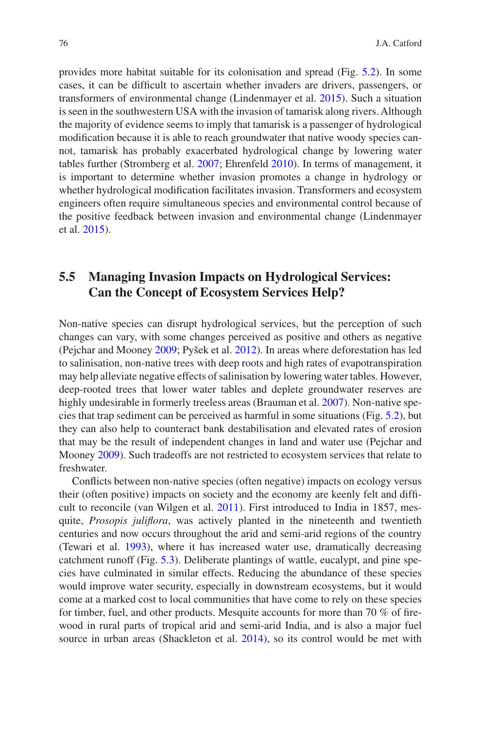provides more habitat suitable for its colonisation and spread (Fig. 5.2). In some cases, it can be difficult to ascertain whether invaders are drivers, passengers, or transformers of environmental change (Lindenmayer et al. 2015). Such a situation is seen in the southwestern USA with the invasion of tamarisk along rivers. Although the majority of evidence seems to imply that tamarisk is a passenger of hydrological modification because it is able to reach groundwater that native woody species cannot, tamarisk has probably exacerbated hydrological change by lowering water tables further (Stromberg et al. 2007; Ehrenfeld 2010). In terms of management, it is important to determine whether invasion promotes a change in hydrology or whether hydrological modification facilitates invasion. Transformers and ecosystem engineers often require simultaneous species and environmental control because of the positive feedback between invasion and environmental change (Lindenmayer et al. 2015).

## 5.5 Managing Invasion Impacts on Hydrological Services: Can the Concept of Ecosystem Services Help?

Non-native species can disrupt hydrological services, but the perception of such changes can vary, with some changes perceived as positive and others as negative (Pejchar and Mooney 2009; Pyšek et al. 2012). In areas where deforestation has led to salinisation, non-native trees with deep roots and high rates of evapotranspiration may help alleviate negative effects of salinisation by lowering water tables. However, deep-rooted trees that lower water tables and deplete groundwater reserves are highly undesirable in formerly treeless areas (Brauman et al. 2007). Non-native species that trap sediment can be perceived as harmful in some situations (Fig. 5.2), but they can also help to counteract bank destabilisation and elevated rates of erosion that may be the result of independent changes in land and water use (Pejchar and Mooney 2009). Such tradeoffs are not restricted to ecosystem services that relate to freshwater.

Conflicts between non-native species (often negative) impacts on ecology versus their (often positive) impacts on society and the economy are keenly felt and difficult to reconcile (van Wilgen et al. 2011). First introduced to India in 1857, mesquite, *Prosopis juliflora*, was actively planted in the nineteenth and twentieth centuries and now occurs throughout the arid and semi-arid regions of the country (Tewari et al. 1993), where it has increased water use, dramatically decreasing catchment runoff (Fig. 5.3). Deliberate plantings of wattle, eucalypt, and pine species have culminated in similar effects. Reducing the abundance of these species would improve water security, especially in downstream ecosystems, but it would come at a marked cost to local communities that have come to rely on these species for timber, fuel, and other products. Mesquite accounts for more than 70 % of firewood in rural parts of tropical arid and semi-arid India, and is also a major fuel source in urban areas (Shackleton et al. 2014), so its control would be met with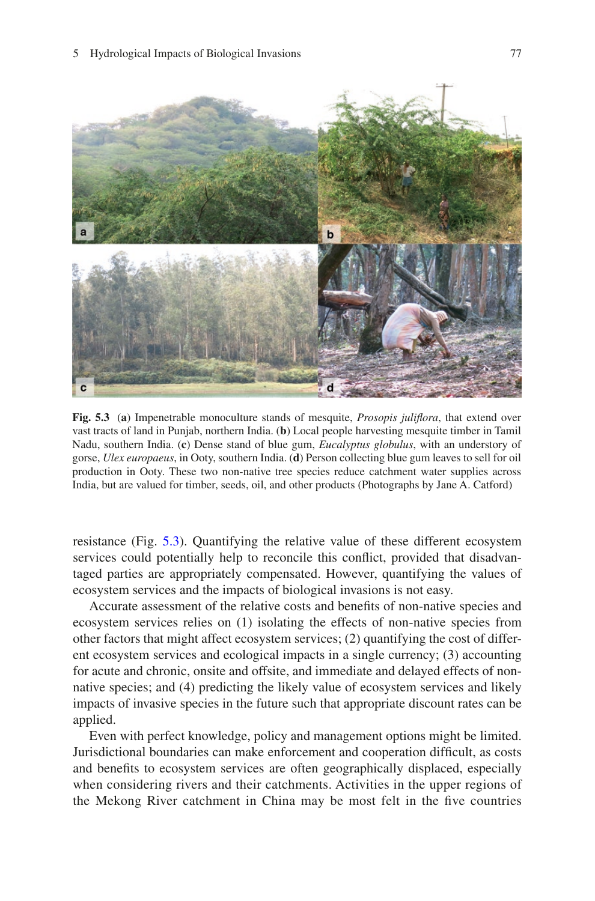**Fig. 5.3** (**a**) Impenetrable monoculture stands of mesquite, *Prosopis juliflora*, that extend over vast tracts of land in Punjab, northern India. (**b**) Local people harvesting mesquite timber in Tamil Nadu, southern India. (**c**) Dense stand of blue gum, *Eucalyptus globulus*, with an understory of gorse, *Ulex europaeus*, in Ooty, southern India. (**d**) Person collecting blue gum leaves to sell for oil production in Ooty. These two non-native tree species reduce catchment water supplies across India, but are valued for timber, seeds, oil, and other products (Photographs by Jane A. Catford)

resistance (Fig. 5.3). Quantifying the relative value of these different ecosystem services could potentially help to reconcile this conflict, provided that disadvantaged parties are appropriately compensated. However, quantifying the values of ecosystem services and the impacts of biological invasions is not easy.

Accurate assessment of the relative costs and benefits of non-native species and ecosystem services relies on (1) isolating the effects of non-native species from other factors that might affect ecosystem services; (2) quantifying the cost of different ecosystem services and ecological impacts in a single currency; (3) accounting for acute and chronic, onsite and offsite, and immediate and delayed effects of non-native species; and (4) predicting the likely value of ecosystem services and likely impacts of invasive species in the future such that appropriate discount rates can be applied.

Even with perfect knowledge, policy and management options might be limited. Jurisdictional boundaries can make enforcement and cooperation difficult, as costs and benefits to ecosystem services are often geographically displaced, especially when considering rivers and their catchments. Activities in the upper regions of the Mekong River catchment in China may be most felt in the five countries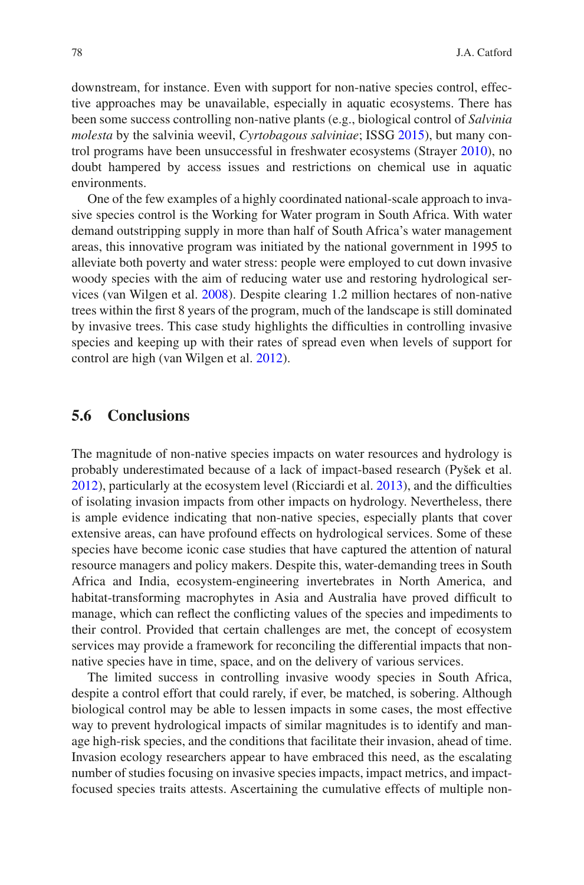downstream, for instance. Even with support for non-native species control, effective approaches may be unavailable, especially in aquatic ecosystems. There has been some success controlling non-native plants (e.g., biological control of *Salvinia molesta* by the salvinia weevil, *Cyrtobagous salviniae*; ISSG 2015), but many control programs have been unsuccessful in freshwater ecosystems (Strayer 2010), no doubt hampered by access issues and restrictions on chemical use in aquatic environments.

One of the few examples of a highly coordinated national-scale approach to invasive species control is the Working for Water program in South Africa. With water demand outstripping supply in more than half of South Africa's water management areas, this innovative program was initiated by the national government in 1995 to alleviate both poverty and water stress: people were employed to cut down invasive woody species with the aim of reducing water use and restoring hydrological services (van Wilgen et al. 2008). Despite clearing 1.2 million hectares of non-native trees within the first 8 years of the program, much of the landscape is still dominated by invasive trees. This case study highlights the difficulties in controlling invasive species and keeping up with their rates of spread even when levels of support for control are high (van Wilgen et al. 2012).

## 5.6 Conclusions

The magnitude of non-native species impacts on water resources and hydrology is probably underestimated because of a lack of impact-based research (Pyšek et al. 2012), particularly at the ecosystem level (Ricciardi et al. 2013), and the difficulties of isolating invasion impacts from other impacts on hydrology. Nevertheless, there is ample evidence indicating that non-native species, especially plants that cover extensive areas, can have profound effects on hydrological services. Some of these species have become iconic case studies that have captured the attention of natural resource managers and policy makers. Despite this, water-demanding trees in South Africa and India, ecosystem-engineering invertebrates in North America, and habitat-transforming macrophytes in Asia and Australia have proved difficult to manage, which can reflect the conflicting values of the species and impediments to their control. Provided that certain challenges are met, the concept of ecosystem services may provide a framework for reconciling the differential impacts that non-native species have in time, space, and on the delivery of various services.

The limited success in controlling invasive woody species in South Africa, despite a control effort that could rarely, if ever, be matched, is sobering. Although biological control may be able to lessen impacts in some cases, the most effective way to prevent hydrological impacts of similar magnitudes is to identify and manage high-risk species, and the conditions that facilitate their invasion, ahead of time. Invasion ecology researchers appear to have embraced this need, as the escalating number of studies focusing on invasive species impacts, impact metrics, and impact-focused species traits attests. Ascertaining the cumulative effects of multiple non-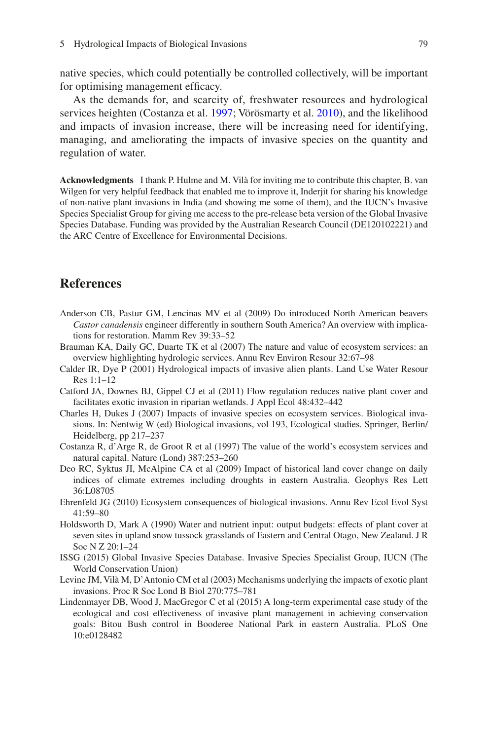native species, which could potentially be controlled collectively, will be important for optimising management efficacy.

As the demands for, and scarcity of, freshwater resources and hydrological services heighten (Costanza et al. 1997; Vörösmarty et al. 2010), and the likelihood and impacts of invasion increase, there will be increasing need for identifying, managing, and ameliorating the impacts of invasive species on the quantity and regulation of water.

**Acknowledgments** I thank P. Hulme and M. Vilà for inviting me to contribute this chapter, B. van Wilgen for very helpful feedback that enabled me to improve it, Inderjit for sharing his knowledge of non-native plant invasions in India (and showing me some of them), and the IUCN's Invasive Species Specialist Group for giving me access to the pre-release beta version of the Global Invasive Species Database. Funding was provided by the Australian Research Council (DE120102221) and the ARC Centre of Excellence for Environmental Decisions.

## References

Anderson CB, Pastur GM, Lencinas MV et al (2009) Do introduced North American beavers *Castor canadensis* engineer differently in southern South America? An overview with implications for restoration. Mamm Rev 39:33–52

Brauman KA, Daily GC, Duarte TK et al (2007) The nature and value of ecosystem services: an overview highlighting hydrologic services. Annu Rev Environ Resour 32:67–98

Calder IR, Dye P (2001) Hydrological impacts of invasive alien plants. Land Use Water Resour Res 1:1–12

Catford JA, Downes BJ, Gippel CJ et al (2011) Flow regulation reduces native plant cover and facilitates exotic invasion in riparian wetlands. J Appl Ecol 48:432–442

Charles H, Dukes J (2007) Impacts of invasive species on ecosystem services. Biological invasions. In: Nentwig W (ed) Biological invasions, vol 193, Ecological studies. Springer, Berlin/Heidelberg, pp 217–237

Costanza R, d'Arge R, de Groot R et al (1997) The value of the world's ecosystem services and natural capital. Nature (Lond) 387:253–260

Deo RC, Syktus JI, McAlpine CA et al (2009) Impact of historical land cover change on daily indices of climate extremes including droughts in eastern Australia. Geophys Res Lett 36:L08705

Ehrenfeld JG (2010) Ecosystem consequences of biological invasions. Annu Rev Ecol Evol Syst 41:59–80

Holdsworth D, Mark A (1990) Water and nutrient input: output budgets: effects of plant cover at seven sites in upland snow tussock grasslands of Eastern and Central Otago, New Zealand. J R Soc N Z 20:1–24

ISSG (2015) Global Invasive Species Database. Invasive Species Specialist Group, IUCN (The World Conservation Union)

Levine JM, Vilà M, D'Antonio CM et al (2003) Mechanisms underlying the impacts of exotic plant invasions. Proc R Soc Lond B Biol 270:775–781

Lindenmayer DB, Wood J, MacGregor C et al (2015) A long-term experimental case study of the ecological and cost effectiveness of invasive plant management in achieving conservation goals: Bitou Bush control in Booderee National Park in eastern Australia. PLoS One 10:e0128482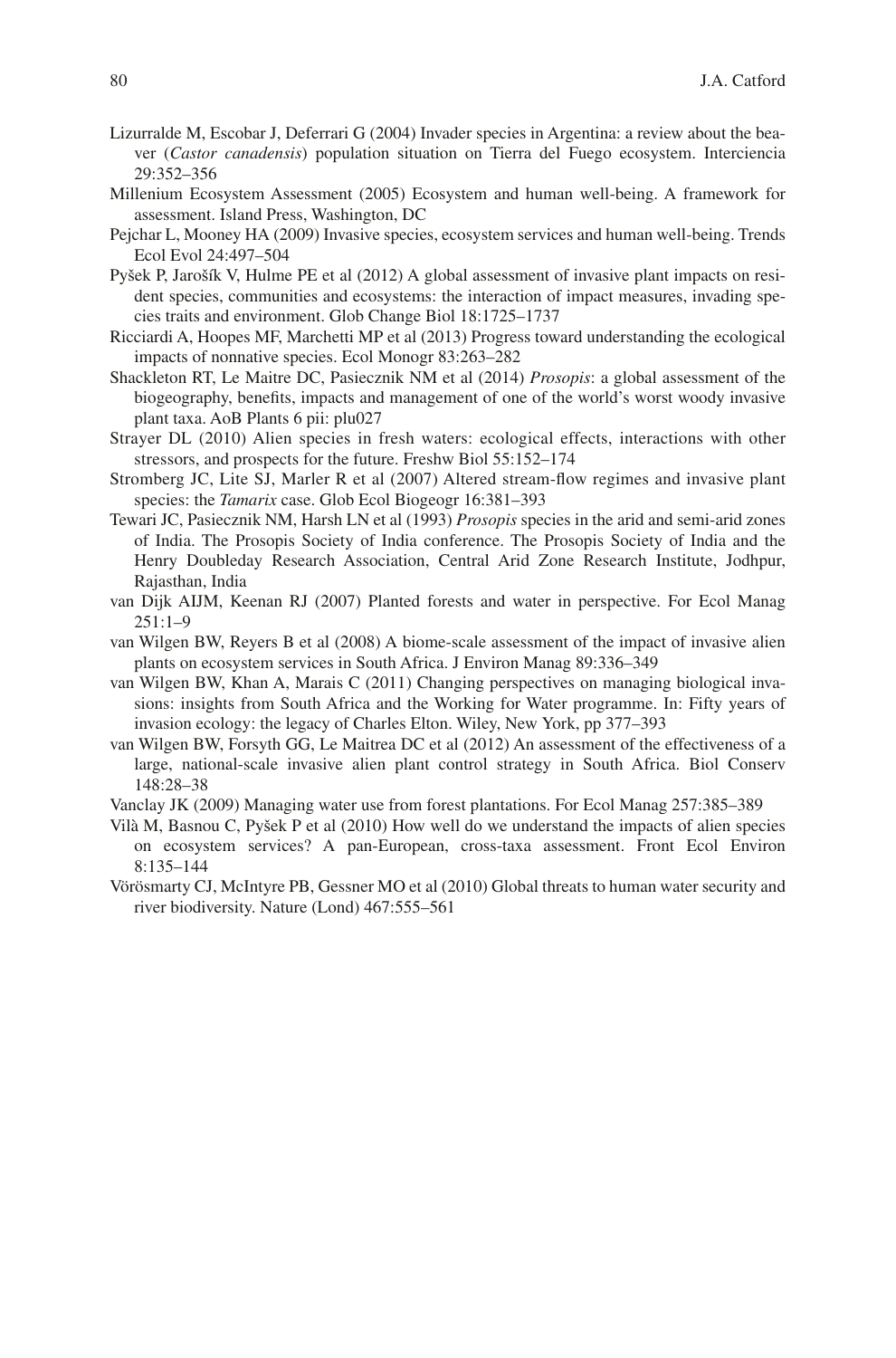Lizurralde M, Escobar J, Deferrari G (2004) Invader species in Argentina: a review about the beaver (*Castor canadensis*) population situation on Tierra del Fuego ecosystem. Interciencia 29:352–356

Millenium Ecosystem Assessment (2005) Ecosystem and human well-being. A framework for assessment. Island Press, Washington, DC

Pejchar L, Mooney HA (2009) Invasive species, ecosystem services and human well-being. Trends Ecol Evol 24:497–504

Pyšek P, Jarošík V, Hulme PE et al (2012) A global assessment of invasive plant impacts on resident species, communities and ecosystems: the interaction of impact measures, invading species traits and environment. Glob Change Biol 18:1725–1737

Ricciardi A, Hoopes MF, Marchetti MP et al (2013) Progress toward understanding the ecological impacts of nonnative species. Ecol Monogr 83:263–282

Shackleton RT, Le Maitre DC, Pasiecznik NM et al (2014) *Prosopis*: a global assessment of the biogeography, benefits, impacts and management of one of the world's worst woody invasive plant taxa. AoB Plants 6 pii: plu027

Strayer DL (2010) Alien species in fresh waters: ecological effects, interactions with other stressors, and prospects for the future. Freshw Biol 55:152–174

Stromberg JC, Lite SJ, Marler R et al (2007) Altered stream-flow regimes and invasive plant species: the *Tamarix* case. Glob Ecol Biogeogr 16:381–393

Tewari JC, Pasiecznik NM, Harsh LN et al (1993) *Prosopis* species in the arid and semi-arid zones of India. The Prosopis Society of India conference. The Prosopis Society of India and the Henry Doubleday Research Association, Central Arid Zone Research Institute, Jodhpur, Rajasthan, India

van Dijk AIJM, Keenan RJ (2007) Planted forests and water in perspective. For Ecol Manag 251:1–9

van Wilgen BW, Reyers B et al (2008) A biome-scale assessment of the impact of invasive alien plants on ecosystem services in South Africa. J Environ Manag 89:336–349

van Wilgen BW, Khan A, Marais C (2011) Changing perspectives on managing biological invasions: insights from South Africa and the Working for Water programme. In: Fifty years of invasion ecology: the legacy of Charles Elton. Wiley, New York, pp 377–393

van Wilgen BW, Forsyth GG, Le Maitrea DC et al (2012) An assessment of the effectiveness of a large, national-scale invasive alien plant control strategy in South Africa. Biol Conserv 148:28–38

Vanclay JK (2009) Managing water use from forest plantations. For Ecol Manag 257:385–389

Vilà M, Basnou C, Pyšek P et al (2010) How well do we understand the impacts of alien species on ecosystem services? A pan-European, cross-taxa assessment. Front Ecol Environ 8:135–144

Vörösmarty CJ, McIntyre PB, Gessner MO et al (2010) Global threats to human water security and river biodiversity. Nature (Lond) 467:555–561